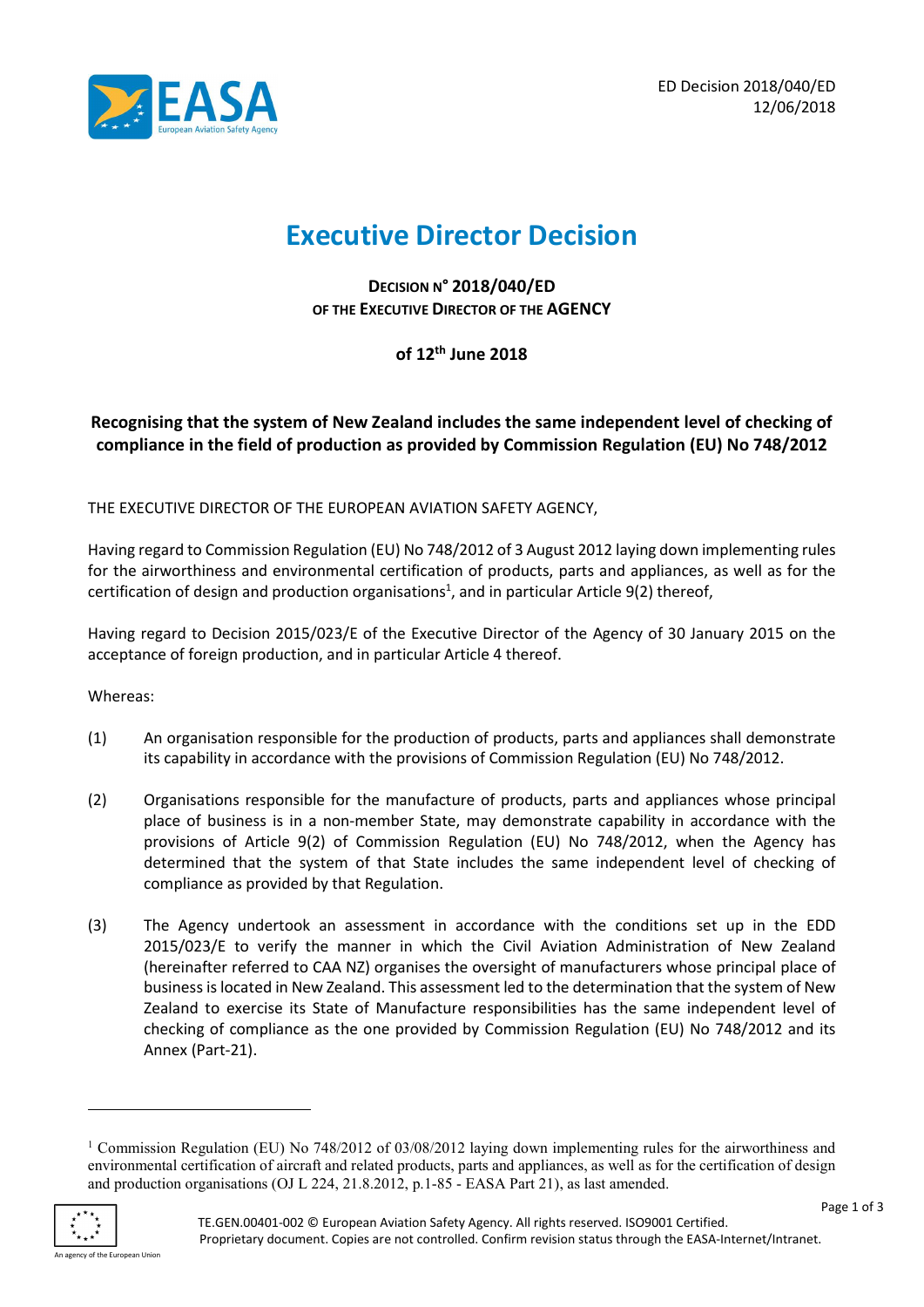ED Decision 2018/040/ED
12/06/2018

# Executive Director Decision

**DECISION N° 2018/040/ED**
**OF THE EXECUTIVE DIRECTOR OF THE AGENCY**

**of 12th June 2018**

**Recognising that the system of New Zealand includes the same independent level of checking of compliance in the field of production as provided by Commission Regulation (EU) No 748/2012**

THE EXECUTIVE DIRECTOR OF THE EUROPEAN AVIATION SAFETY AGENCY,

Having regard to Commission Regulation (EU) No 748/2012 of 3 August 2012 laying down implementing rules for the airworthiness and environmental certification of products, parts and appliances, as well as for the certification of design and production organisations[1], and in particular Article 9(2) thereof,

Having regard to Decision 2015/023/E of the Executive Director of the Agency of 30 January 2015 on the acceptance of foreign production, and in particular Article 4 thereof.

Whereas:

(1) An organisation responsible for the production of products, parts and appliances shall demonstrate its capability in accordance with the provisions of Commission Regulation (EU) No 748/2012.

(2) Organisations responsible for the manufacture of products, parts and appliances whose principal place of business is in a non-member State, may demonstrate capability in accordance with the provisions of Article 9(2) of Commission Regulation (EU) No 748/2012, when the Agency has determined that the system of that State includes the same independent level of checking of compliance as provided by that Regulation.

(3) The Agency undertook an assessment in accordance with the conditions set up in the EDD 2015/023/E to verify the manner in which the Civil Aviation Administration of New Zealand (hereinafter referred to CAA NZ) organises the oversight of manufacturers whose principal place of business is located in New Zealand. This assessment led to the determination that the system of New Zealand to exercise its State of Manufacture responsibilities has the same independent level of checking of compliance as the one provided by Commission Regulation (EU) No 748/2012 and its Annex (Part-21).

---

[1] Commission Regulation (EU) No 748/2012 of 03/08/2012 laying down implementing rules for the airworthiness and environmental certification of aircraft and related products, parts and appliances, as well as for the certification of design and production organisations (OJ L 224, 21.8.2012, p.1-85 - EASA Part 21), as last amended.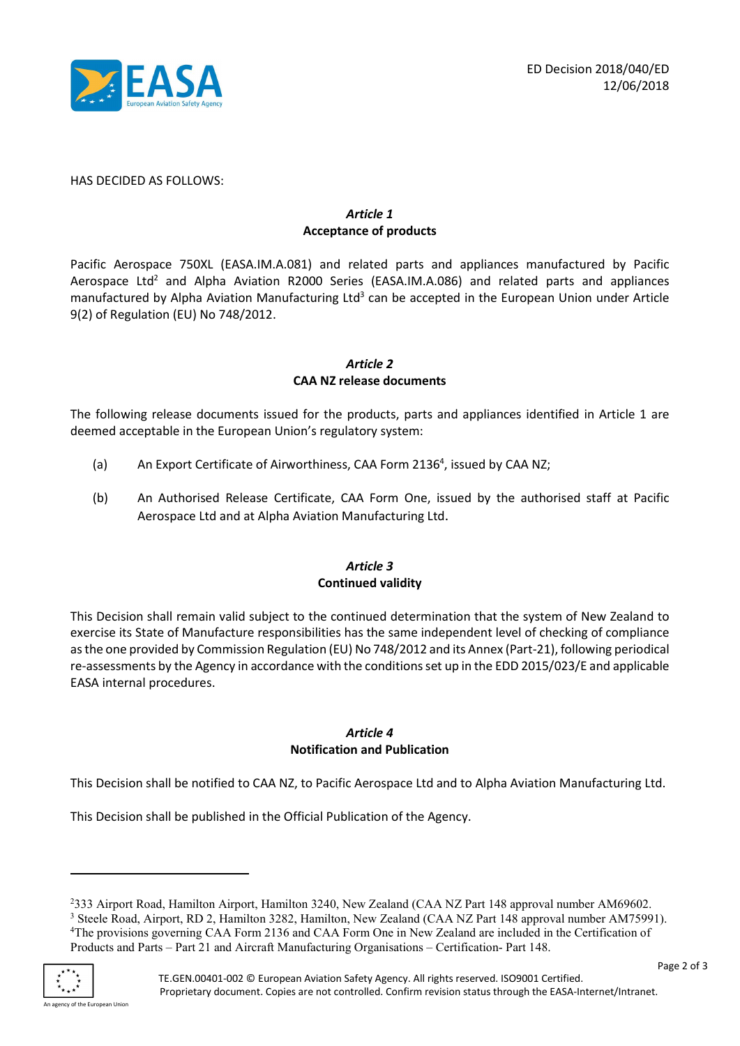HAS DECIDED AS FOLLOWS:

### *Article 1*
### Acceptance of products

Pacific Aerospace 750XL (EASA.IM.A.081) and related parts and appliances manufactured by Pacific Aerospace Ltd[2] and Alpha Aviation R2000 Series (EASA.IM.A.086) and related parts and appliances manufactured by Alpha Aviation Manufacturing Ltd[3] can be accepted in the European Union under Article 9(2) of Regulation (EU) No 748/2012.

### *Article 2*
### CAA NZ release documents

The following release documents issued for the products, parts and appliances identified in Article 1 are deemed acceptable in the European Union's regulatory system:

(a) An Export Certificate of Airworthiness, CAA Form 2136[4], issued by CAA NZ;

(b) An Authorised Release Certificate, CAA Form One, issued by the authorised staff at Pacific Aerospace Ltd and at Alpha Aviation Manufacturing Ltd.

### *Article 3*
### Continued validity

This Decision shall remain valid subject to the continued determination that the system of New Zealand to exercise its State of Manufacture responsibilities has the same independent level of checking of compliance as the one provided by Commission Regulation (EU) No 748/2012 and its Annex (Part-21), following periodical re-assessments by the Agency in accordance with the conditions set up in the EDD 2015/023/E and applicable EASA internal procedures.

### *Article 4*
### Notification and Publication

This Decision shall be notified to CAA NZ, to Pacific Aerospace Ltd and to Alpha Aviation Manufacturing Ltd.

This Decision shall be published in the Official Publication of the Agency.

---

[2] 333 Airport Road, Hamilton Airport, Hamilton 3240, New Zealand (CAA NZ Part 148 approval number AM69602.

[3] Steele Road, Airport, RD 2, Hamilton 3282, Hamilton, New Zealand (CAA NZ Part 148 approval number AM75991).

[4] The provisions governing CAA Form 2136 and CAA Form One in New Zealand are included in the Certification of Products and Parts – Part 21 and Aircraft Manufacturing Organisations – Certification- Part 148.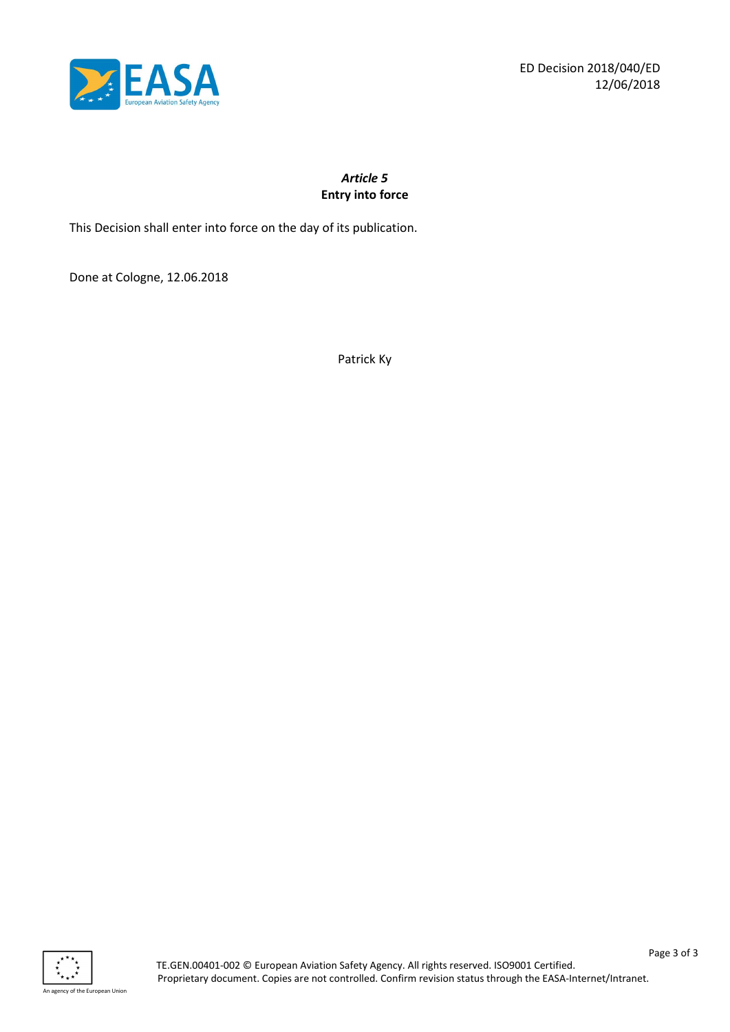*Article 5*
**Entry into force**

This Decision shall enter into force on the day of its publication.

Done at Cologne, 12.06.2018

Patrick Ky